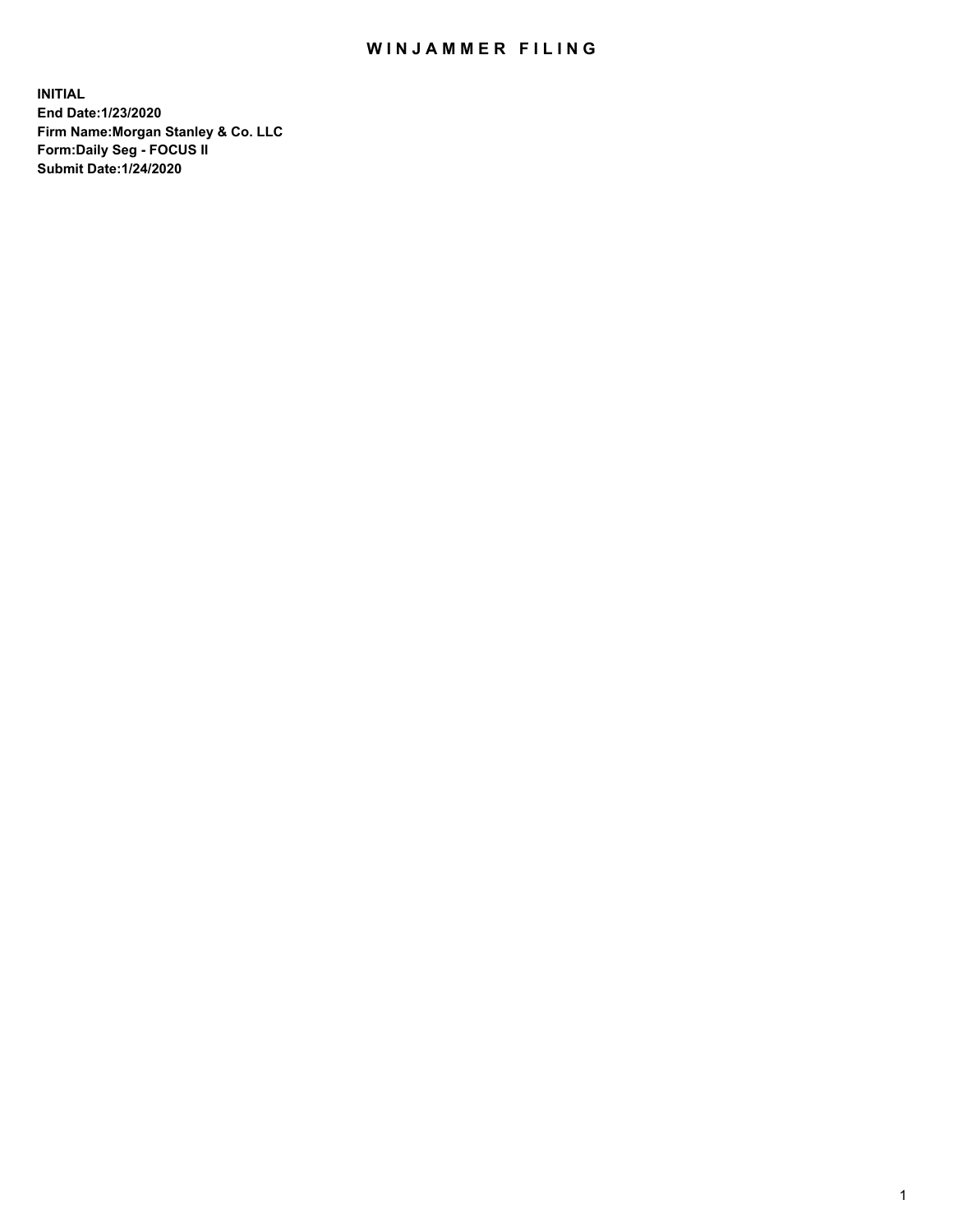# WINJAMMER FILING

**INITIAL**
**End Date:1/23/2020**
**Firm Name:Morgan Stanley & Co. LLC**
**Form:Daily Seg - FOCUS II**
**Submit Date:1/24/2020**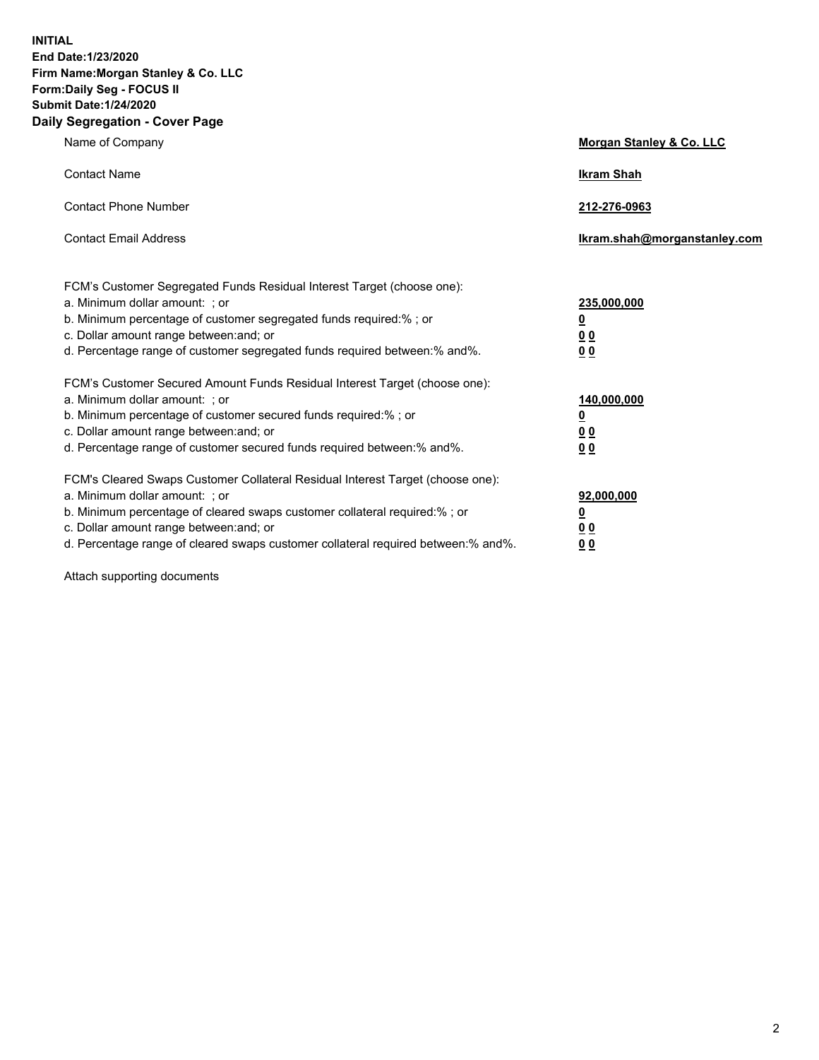**INITIAL**
**End Date:1/23/2020**
**Firm Name:Morgan Stanley & Co. LLC**
**Form:Daily Seg - FOCUS II**
**Submit Date:1/24/2020**

## Daily Segregation - Cover Page

| | |
|---|---|
| Name of Company | **Morgan Stanley & Co. LLC** |
| Contact Name | **Ikram Shah** |
| Contact Phone Number | **212-276-0963** |
| Contact Email Address | **Ikram.shah@morganstanley.com** |

| | |
|---|---|
| FCM's Customer Segregated Funds Residual Interest Target (choose one): | |
| a. Minimum dollar amount: ; or | **235,000,000** |
| b. Minimum percentage of customer segregated funds required:% ; or | **0** |
| c. Dollar amount range between:and; or | **0 0** |
| d. Percentage range of customer segregated funds required between:% and%. | **0 0** |

| | |
|---|---|
| FCM's Customer Secured Amount Funds Residual Interest Target (choose one): | |
| a. Minimum dollar amount: ; or | **140,000,000** |
| b. Minimum percentage of customer secured funds required:% ; or | **0** |
| c. Dollar amount range between:and; or | **0 0** |
| d. Percentage range of customer secured funds required between:% and%. | **0 0** |

| | |
|---|---|
| FCM's Cleared Swaps Customer Collateral Residual Interest Target (choose one): | |
| a. Minimum dollar amount: ; or | **92,000,000** |
| b. Minimum percentage of cleared swaps customer collateral required:% ; or | **0** |
| c. Dollar amount range between:and; or | **0 0** |
| d. Percentage range of cleared swaps customer collateral required between:% and%. | **0 0** |

Attach supporting documents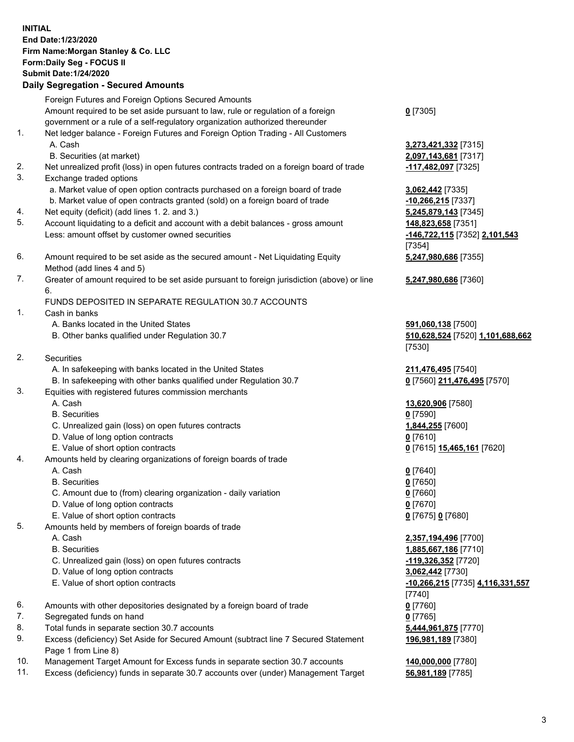**INITIAL**
**End Date:1/23/2020**
**Firm Name:Morgan Stanley & Co. LLC**
**Form:Daily Seg - FOCUS II**
**Submit Date:1/24/2020**

## Daily Segregation - Secured Amounts

| | | |
|---|---|---|
| | Foreign Futures and Foreign Options Secured Amounts | |
| | Amount required to be set aside pursuant to law, rule or regulation of a foreign government or a rule of a self-regulatory organization authorized thereunder | **0** [7305] |
| 1. | Net ledger balance - Foreign Futures and Foreign Option Trading - All Customers | |
| | A. Cash | **3,273,421,332** [7315] |
| | B. Securities (at market) | **2,097,143,681** [7317] |
| 2. | Net unrealized profit (loss) in open futures contracts traded on a foreign board of trade | **-117,482,097** [7325] |
| 3. | Exchange traded options | |
| | a. Market value of open option contracts purchased on a foreign board of trade | **3,062,442** [7335] |
| | b. Market value of open contracts granted (sold) on a foreign board of trade | **-10,266,215** [7337] |
| 4. | Net equity (deficit) (add lines 1. 2. and 3.) | **5,245,879,143** [7345] |
| 5. | Account liquidating to a deficit and account with a debit balances - gross amount | **148,823,658** [7351] |
| | Less: amount offset by customer owned securities | **-146,722,115** [7352] **2,101,543** [7354] |
| 6. | Amount required to be set aside as the secured amount - Net Liquidating Equity Method (add lines 4 and 5) | **5,247,980,686** [7355] |
| 7. | Greater of amount required to be set aside pursuant to foreign jurisdiction (above) or line 6. | **5,247,980,686** [7360] |
| | FUNDS DEPOSITED IN SEPARATE REGULATION 30.7 ACCOUNTS | |
| 1. | Cash in banks | |
| | A. Banks located in the United States | **591,060,138** [7500] |
| | B. Other banks qualified under Regulation 30.7 | **510,628,524** [7520] **1,101,688,662** [7530] |
| 2. | Securities | |
| | A. In safekeeping with banks located in the United States | **211,476,495** [7540] |
| | B. In safekeeping with other banks qualified under Regulation 30.7 | **0** [7560] **211,476,495** [7570] |
| 3. | Equities with registered futures commission merchants | |
| | A. Cash | **13,620,906** [7580] |
| | B. Securities | **0** [7590] |
| | C. Unrealized gain (loss) on open futures contracts | **1,844,255** [7600] |
| | D. Value of long option contracts | **0** [7610] |
| | E. Value of short option contracts | **0** [7615] **15,465,161** [7620] |
| 4. | Amounts held by clearing organizations of foreign boards of trade | |
| | A. Cash | **0** [7640] |
| | B. Securities | **0** [7650] |
| | C. Amount due to (from) clearing organization - daily variation | **0** [7660] |
| | D. Value of long option contracts | **0** [7670] |
| | E. Value of short option contracts | **0** [7675] **0** [7680] |
| 5. | Amounts held by members of foreign boards of trade | |
| | A. Cash | **2,357,194,496** [7700] |
| | B. Securities | **1,885,667,186** [7710] |
| | C. Unrealized gain (loss) on open futures contracts | **-119,326,352** [7720] |
| | D. Value of long option contracts | **3,062,442** [7730] |
| | E. Value of short option contracts | **-10,266,215** [7735] **4,116,331,557** [7740] |
| 6. | Amounts with other depositories designated by a foreign board of trade | **0** [7760] |
| 7. | Segregated funds on hand | **0** [7765] |
| 8. | Total funds in separate section 30.7 accounts | **5,444,961,875** [7770] |
| 9. | Excess (deficiency) Set Aside for Secured Amount (subtract line 7 Secured Statement Page 1 from Line 8) | **196,981,189** [7380] |
| 10. | Management Target Amount for Excess funds in separate section 30.7 accounts | **140,000,000** [7780] |
| 11. | Excess (deficiency) funds in separate 30.7 accounts over (under) Management Target | **56,981,189** [7785] |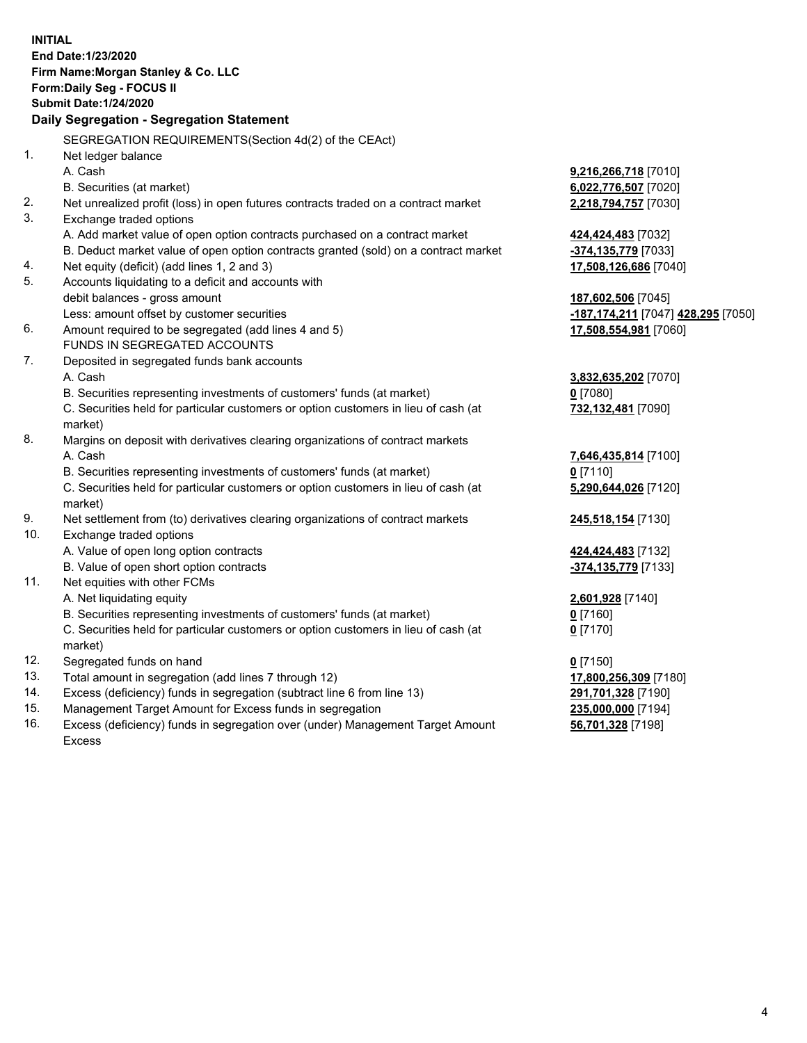**INITIAL**
**End Date:1/23/2020**
**Firm Name:Morgan Stanley & Co. LLC**
**Form:Daily Seg - FOCUS II**
**Submit Date:1/24/2020**

### Daily Segregation - Segregation Statement

SEGREGATION REQUIREMENTS(Section 4d(2) of the CEAct)

| | | | |
|---|---|---|---|
| 1. | Net ledger balance | | |
| | A. Cash | | **9,216,266,718** [7010] |
| | B. Securities (at market) | | **6,022,776,507** [7020] |
| 2. | Net unrealized profit (loss) in open futures contracts traded on a contract market | | **2,218,794,757** [7030] |
| 3. | Exchange traded options | | |
| | A. Add market value of open option contracts purchased on a contract market | | **424,424,483** [7032] |
| | B. Deduct market value of open option contracts granted (sold) on a contract market | | **-374,135,779** [7033] |
| 4. | Net equity (deficit) (add lines 1, 2 and 3) | | **17,508,126,686** [7040] |
| 5. | Accounts liquidating to a deficit and accounts with debit balances - gross amount | | **187,602,506** [7045] |
| | Less: amount offset by customer securities | **-187,174,211** [7047] | **428,295** [7050] |
| 6. | Amount required to be segregated (add lines 4 and 5) | | **17,508,554,981** [7060] |
| | FUNDS IN SEGREGATED ACCOUNTS | | |
| 7. | Deposited in segregated funds bank accounts | | |
| | A. Cash | | **3,832,635,202** [7070] |
| | B. Securities representing investments of customers' funds (at market) | | **0** [7080] |
| | C. Securities held for particular customers or option customers in lieu of cash (at market) | | **732,132,481** [7090] |
| 8. | Margins on deposit with derivatives clearing organizations of contract markets | | |
| | A. Cash | | **7,646,435,814** [7100] |
| | B. Securities representing investments of customers' funds (at market) | | **0** [7110] |
| | C. Securities held for particular customers or option customers in lieu of cash (at market) | | **5,290,644,026** [7120] |
| 9. | Net settlement from (to) derivatives clearing organizations of contract markets | | **245,518,154** [7130] |
| 10. | Exchange traded options | | |
| | A. Value of open long option contracts | | **424,424,483** [7132] |
| | B. Value of open short option contracts | | **-374,135,779** [7133] |
| 11. | Net equities with other FCMs | | |
| | A. Net liquidating equity | | **2,601,928** [7140] |
| | B. Securities representing investments of customers' funds (at market) | | **0** [7160] |
| | C. Securities held for particular customers or option customers in lieu of cash (at market) | | **0** [7170] |
| 12. | Segregated funds on hand | | **0** [7150] |
| 13. | Total amount in segregation (add lines 7 through 12) | | **17,800,256,309** [7180] |
| 14. | Excess (deficiency) funds in segregation (subtract line 6 from line 13) | | **291,701,328** [7190] |
| 15. | Management Target Amount for Excess funds in segregation | | **235,000,000** [7194] |
| 16. | Excess (deficiency) funds in segregation over (under) Management Target Amount Excess | | **56,701,328** [7198] |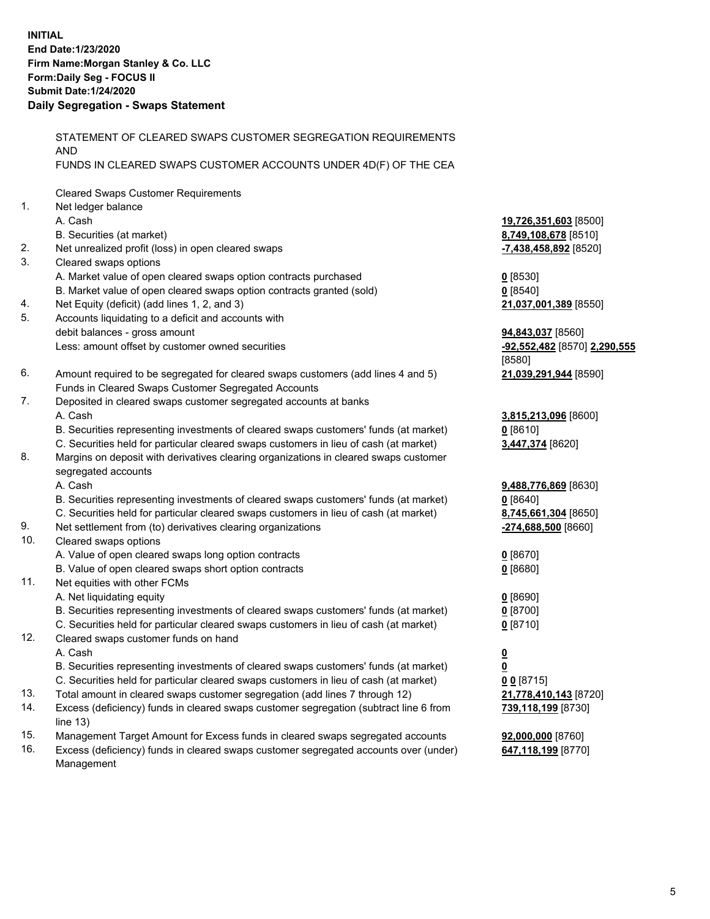**INITIAL**
**End Date:1/23/2020**
**Firm Name:Morgan Stanley & Co. LLC**
**Form:Daily Seg - FOCUS II**
**Submit Date:1/24/2020**
**Daily Segregation - Swaps Statement**

STATEMENT OF CLEARED SWAPS CUSTOMER SEGREGATION REQUIREMENTS AND FUNDS IN CLEARED SWAPS CUSTOMER ACCOUNTS UNDER 4D(F) OF THE CEA

| | | |
|---|---|---|
| | Cleared Swaps Customer Requirements | |
| 1. | Net ledger balance | |
| | A. Cash | **19,726,351,603** [8500] |
| | B. Securities (at market) | **8,749,108,678** [8510] |
| 2. | Net unrealized profit (loss) in open cleared swaps | **-7,438,458,892** [8520] |
| 3. | Cleared swaps options | |
| | A. Market value of open cleared swaps option contracts purchased | **0** [8530] |
| | B. Market value of open cleared swaps option contracts granted (sold) | **0** [8540] |
| 4. | Net Equity (deficit) (add lines 1, 2, and 3) | **21,037,001,389** [8550] |
| 5. | Accounts liquidating to a deficit and accounts with debit balances - gross amount | **94,843,037** [8560] |
| | Less: amount offset by customer owned securities | **-92,552,482** [8570] **2,290,555** [8580] |
| 6. | Amount required to be segregated for cleared swaps customers (add lines 4 and 5) | **21,039,291,944** [8590] |
| | Funds in Cleared Swaps Customer Segregated Accounts | |
| 7. | Deposited in cleared swaps customer segregated accounts at banks | |
| | A. Cash | **3,815,213,096** [8600] |
| | B. Securities representing investments of cleared swaps customers' funds (at market) | **0** [8610] |
| | C. Securities held for particular cleared swaps customers in lieu of cash (at market) | **3,447,374** [8620] |
| 8. | Margins on deposit with derivatives clearing organizations in cleared swaps customer segregated accounts | |
| | A. Cash | **9,488,776,869** [8630] |
| | B. Securities representing investments of cleared swaps customers' funds (at market) | **0** [8640] |
| | C. Securities held for particular cleared swaps customers in lieu of cash (at market) | **8,745,661,304** [8650] |
| 9. | Net settlement from (to) derivatives clearing organizations | **-274,688,500** [8660] |
| 10. | Cleared swaps options | |
| | A. Value of open cleared swaps long option contracts | **0** [8670] |
| | B. Value of open cleared swaps short option contracts | **0** [8680] |
| 11. | Net equities with other FCMs | |
| | A. Net liquidating equity | **0** [8690] |
| | B. Securities representing investments of cleared swaps customers' funds (at market) | **0** [8700] |
| | C. Securities held for particular cleared swaps customers in lieu of cash (at market) | **0** [8710] |
| 12. | Cleared swaps customer funds on hand | |
| | A. Cash | **0** |
| | B. Securities representing investments of cleared swaps customers' funds (at market) | **0** |
| | C. Securities held for particular cleared swaps customers in lieu of cash (at market) | **0** **0** [8715] |
| 13. | Total amount in cleared swaps customer segregation (add lines 7 through 12) | **21,778,410,143** [8720] |
| 14. | Excess (deficiency) funds in cleared swaps customer segregation (subtract line 6 from line 13) | **739,118,199** [8730] |
| 15. | Management Target Amount for Excess funds in cleared swaps segregated accounts | **92,000,000** [8760] |
| 16. | Excess (deficiency) funds in cleared swaps customer segregated accounts over (under) Management | **647,118,199** [8770] |